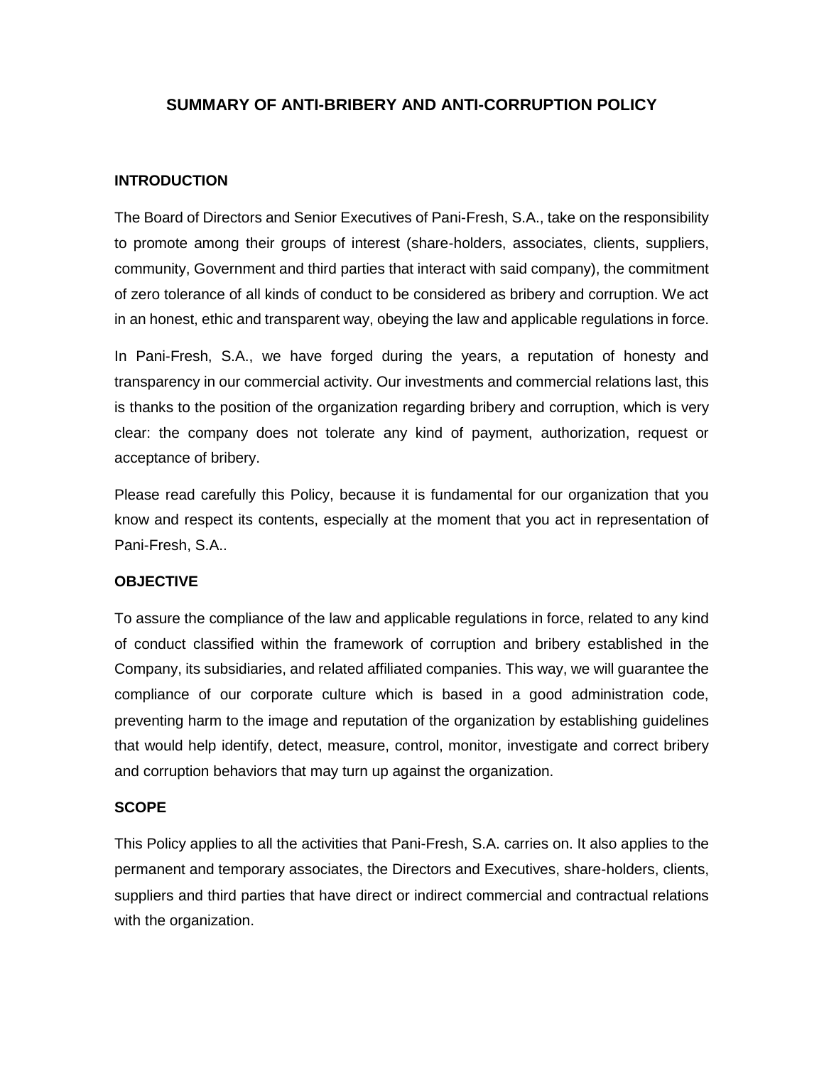# SUMMARY OF ANTI-BRIBERY AND ANTI-CORRUPTION POLICY

## INTRODUCTION

The Board of Directors and Senior Executives of Pani-Fresh, S.A., take on the responsibility to promote among their groups of interest (share-holders, associates, clients, suppliers, community, Government and third parties that interact with said company), the commitment of zero tolerance of all kinds of conduct to be considered as bribery and corruption. We act in an honest, ethic and transparent way, obeying the law and applicable regulations in force.

In Pani-Fresh, S.A., we have forged during the years, a reputation of honesty and transparency in our commercial activity. Our investments and commercial relations last, this is thanks to the position of the organization regarding bribery and corruption, which is very clear: the company does not tolerate any kind of payment, authorization, request or acceptance of bribery.

Please read carefully this Policy, because it is fundamental for our organization that you know and respect its contents, especially at the moment that you act in representation of Pani-Fresh, S.A..

## OBJECTIVE

To assure the compliance of the law and applicable regulations in force, related to any kind of conduct classified within the framework of corruption and bribery established in the Company, its subsidiaries, and related affiliated companies. This way, we will guarantee the compliance of our corporate culture which is based in a good administration code, preventing harm to the image and reputation of the organization by establishing guidelines that would help identify, detect, measure, control, monitor, investigate and correct bribery and corruption behaviors that may turn up against the organization.

## SCOPE

This Policy applies to all the activities that Pani-Fresh, S.A. carries on. It also applies to the permanent and temporary associates, the Directors and Executives, share-holders, clients, suppliers and third parties that have direct or indirect commercial and contractual relations with the organization.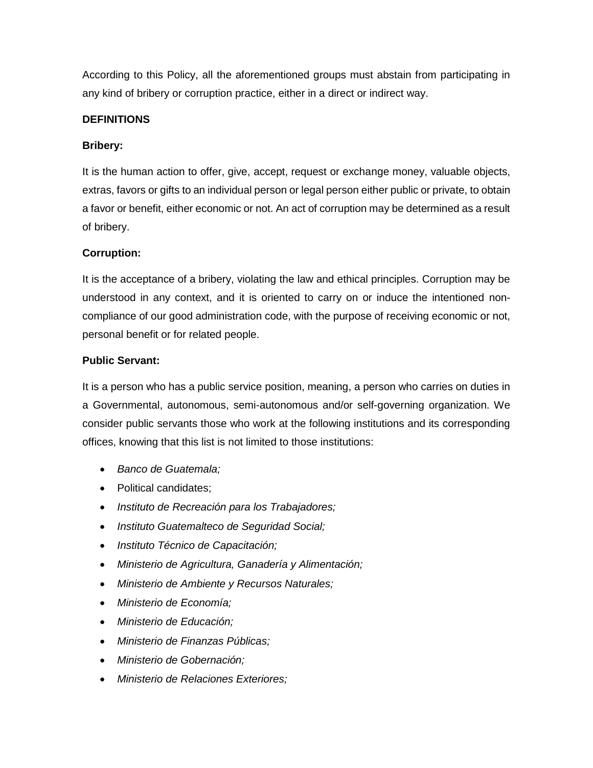According to this Policy, all the aforementioned groups must abstain from participating in any kind of bribery or corruption practice, either in a direct or indirect way.

**DEFINITIONS**

**Bribery:**

It is the human action to offer, give, accept, request or exchange money, valuable objects, extras, favors or gifts to an individual person or legal person either public or private, to obtain a favor or benefit, either economic or not. An act of corruption may be determined as a result of bribery.

**Corruption:**

It is the acceptance of a bribery, violating the law and ethical principles. Corruption may be understood in any context, and it is oriented to carry on or induce the intentioned non-compliance of our good administration code, with the purpose of receiving economic or not, personal benefit or for related people.

**Public Servant:**

It is a person who has a public service position, meaning, a person who carries on duties in a Governmental, autonomous, semi-autonomous and/or self-governing organization. We consider public servants those who work at the following institutions and its corresponding offices, knowing that this list is not limited to those institutions:

- *Banco de Guatemala;*
- Political candidates;
- *Instituto de Recreación para los Trabajadores;*
- *Instituto Guatemalteco de Seguridad Social;*
- *Instituto Técnico de Capacitación;*
- *Ministerio de Agricultura, Ganadería y Alimentación;*
- *Ministerio de Ambiente y Recursos Naturales;*
- *Ministerio de Economía;*
- *Ministerio de Educación;*
- *Ministerio de Finanzas Públicas;*
- *Ministerio de Gobernación;*
- *Ministerio de Relaciones Exteriores;*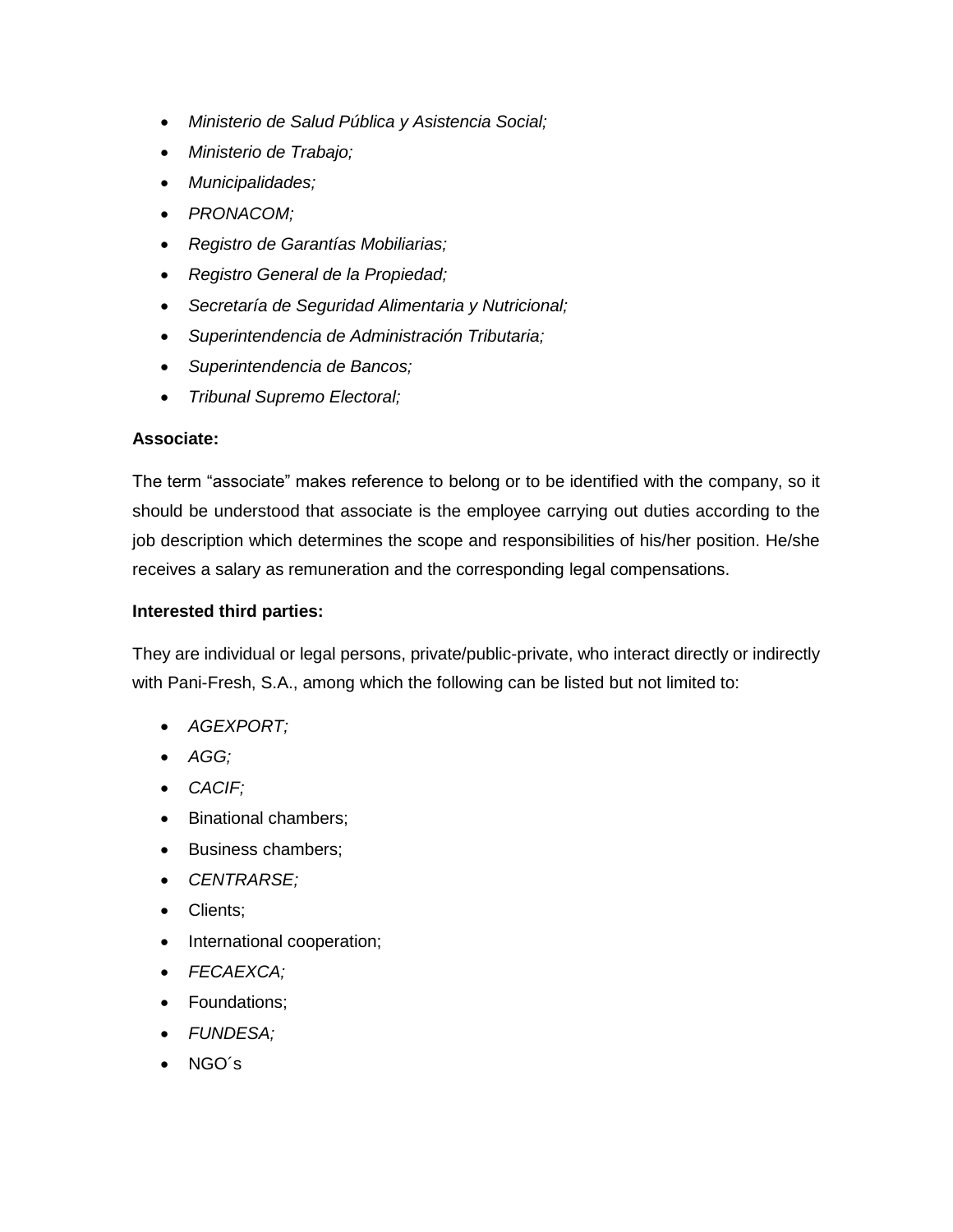- *Ministerio de Salud Pública y Asistencia Social;*
- *Ministerio de Trabajo;*
- *Municipalidades;*
- *PRONACOM;*
- *Registro de Garantías Mobiliarias;*
- *Registro General de la Propiedad;*
- *Secretaría de Seguridad Alimentaria y Nutricional;*
- *Superintendencia de Administración Tributaria;*
- *Superintendencia de Bancos;*
- *Tribunal Supremo Electoral;*

**Associate:**

The term "associate" makes reference to belong or to be identified with the company, so it should be understood that associate is the employee carrying out duties according to the job description which determines the scope and responsibilities of his/her position. He/she receives a salary as remuneration and the corresponding legal compensations.

**Interested third parties:**

They are individual or legal persons, private/public-private, who interact directly or indirectly with Pani-Fresh, S.A., among which the following can be listed but not limited to:

- *AGEXPORT;*
- *AGG;*
- *CACIF;*
- Binational chambers;
- Business chambers;
- *CENTRARSE;*
- Clients;
- International cooperation;
- *FECAEXCA;*
- Foundations;
- *FUNDESA;*
- NGO´s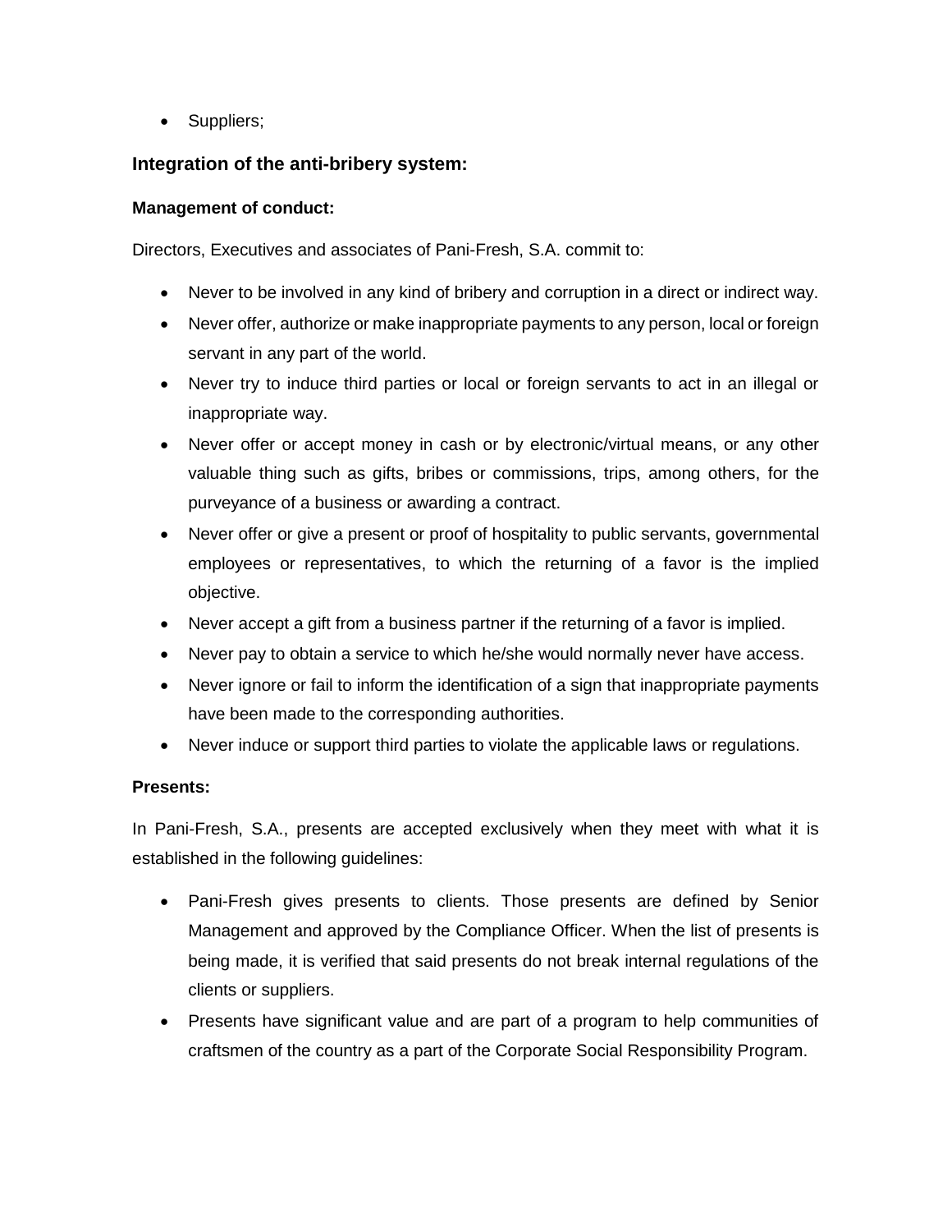- Suppliers;

## Integration of the anti-bribery system:

**Management of conduct:**

Directors, Executives and associates of Pani-Fresh, S.A. commit to:

- Never to be involved in any kind of bribery and corruption in a direct or indirect way.
- Never offer, authorize or make inappropriate payments to any person, local or foreign servant in any part of the world.
- Never try to induce third parties or local or foreign servants to act in an illegal or inappropriate way.
- Never offer or accept money in cash or by electronic/virtual means, or any other valuable thing such as gifts, bribes or commissions, trips, among others, for the purveyance of a business or awarding a contract.
- Never offer or give a present or proof of hospitality to public servants, governmental employees or representatives, to which the returning of a favor is the implied objective.
- Never accept a gift from a business partner if the returning of a favor is implied.
- Never pay to obtain a service to which he/she would normally never have access.
- Never ignore or fail to inform the identification of a sign that inappropriate payments have been made to the corresponding authorities.
- Never induce or support third parties to violate the applicable laws or regulations.

**Presents:**

In Pani-Fresh, S.A., presents are accepted exclusively when they meet with what it is established in the following guidelines:

- Pani-Fresh gives presents to clients. Those presents are defined by Senior Management and approved by the Compliance Officer. When the list of presents is being made, it is verified that said presents do not break internal regulations of the clients or suppliers.
- Presents have significant value and are part of a program to help communities of craftsmen of the country as a part of the Corporate Social Responsibility Program.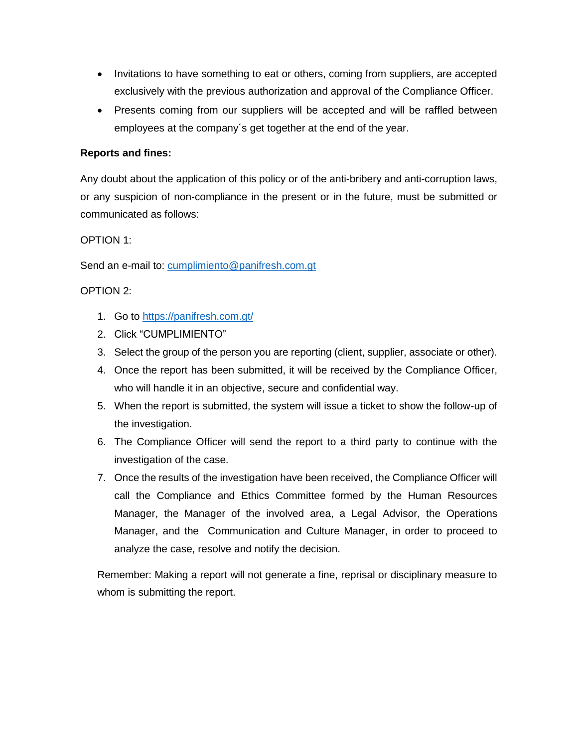- Invitations to have something to eat or others, coming from suppliers, are accepted exclusively with the previous authorization and approval of the Compliance Officer.
- Presents coming from our suppliers will be accepted and will be raffled between employees at the company´s get together at the end of the year.

**Reports and fines:**

Any doubt about the application of this policy or of the anti-bribery and anti-corruption laws, or any suspicion of non-compliance in the present or in the future, must be submitted or communicated as follows:

OPTION 1:

Send an e-mail to: cumplimiento@panifresh.com.gt

OPTION 2:

1. Go to https://panifresh.com.gt/
2. Click "CUMPLIMIENTO"
3. Select the group of the person you are reporting (client, supplier, associate or other).
4. Once the report has been submitted, it will be received by the Compliance Officer, who will handle it in an objective, secure and confidential way.
5. When the report is submitted, the system will issue a ticket to show the follow-up of the investigation.
6. The Compliance Officer will send the report to a third party to continue with the investigation of the case.
7. Once the results of the investigation have been received, the Compliance Officer will call the Compliance and Ethics Committee formed by the Human Resources Manager, the Manager of the involved area, a Legal Advisor, the Operations Manager, and the Communication and Culture Manager, in order to proceed to analyze the case, resolve and notify the decision.

Remember: Making a report will not generate a fine, reprisal or disciplinary measure to whom is submitting the report.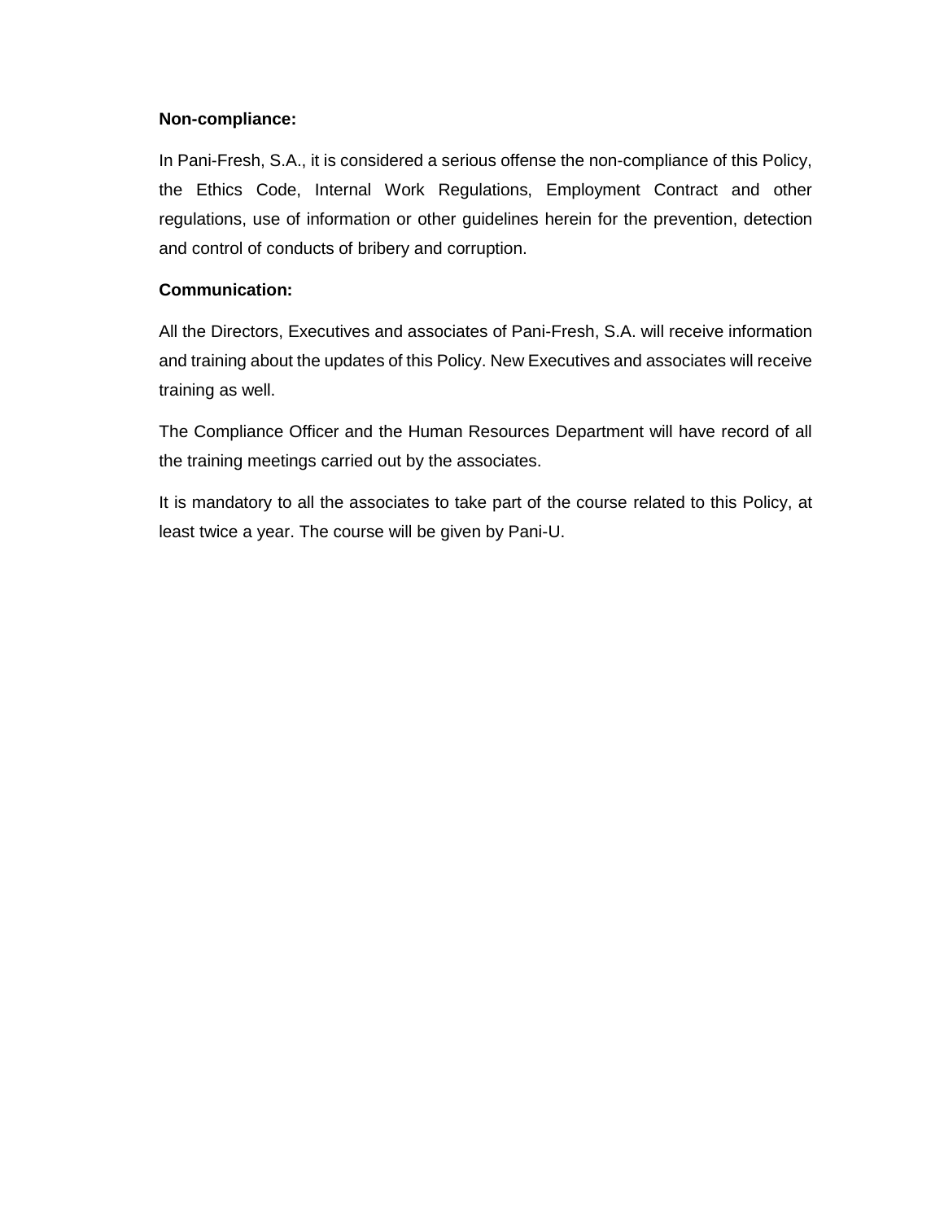**Non-compliance:**

In Pani-Fresh, S.A., it is considered a serious offense the non-compliance of this Policy, the Ethics Code, Internal Work Regulations, Employment Contract and other regulations, use of information or other guidelines herein for the prevention, detection and control of conducts of bribery and corruption.

**Communication:**

All the Directors, Executives and associates of Pani-Fresh, S.A. will receive information and training about the updates of this Policy. New Executives and associates will receive training as well.

The Compliance Officer and the Human Resources Department will have record of all the training meetings carried out by the associates.

It is mandatory to all the associates to take part of the course related to this Policy, at least twice a year. The course will be given by Pani-U.